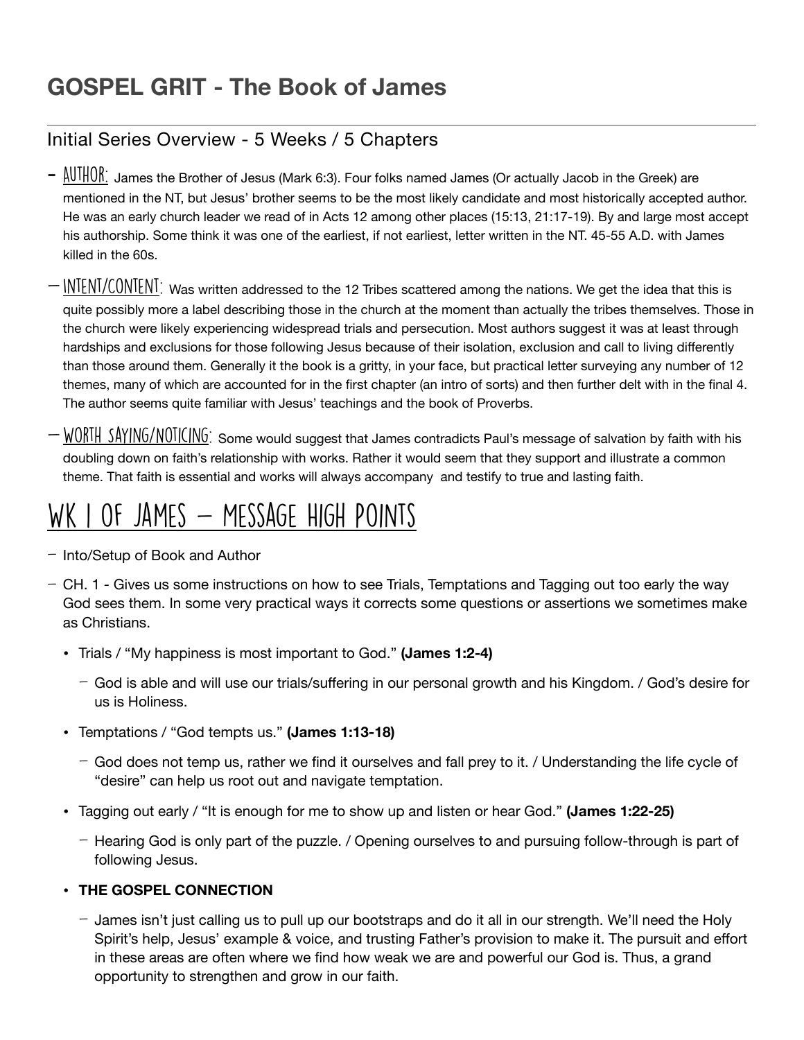# GOSPEL GRIT - The Book of James

## Initial Series Overview - 5 Weeks / 5 Chapters

- AUTHOR: James the Brother of Jesus (Mark 6:3). Four folks named James (Or actually Jacob in the Greek) are mentioned in the NT, but Jesus' brother seems to be the most likely candidate and most historically accepted author. He was an early church leader we read of in Acts 12 among other places (15:13, 21:17-19). By and large most accept his authorship. Some think it was one of the earliest, if not earliest, letter written in the NT. 45-55 A.D. with James killed in the 60s.
- INTENT/CONTENT: Was written addressed to the 12 Tribes scattered among the nations. We get the idea that this is quite possibly more a label describing those in the church at the moment than actually the tribes themselves. Those in the church were likely experiencing widespread trials and persecution. Most authors suggest it was at least through hardships and exclusions for those following Jesus because of their isolation, exclusion and call to living differently than those around them. Generally it the book is a gritty, in your face, but practical letter surveying any number of 12 themes, many of which are accounted for in the first chapter (an intro of sorts) and then further delt with in the final 4. The author seems quite familiar with Jesus' teachings and the book of Proverbs.
- WORTH SAYING/NOTICING: Some would suggest that James contradicts Paul's message of salvation by faith with his doubling down on faith's relationship with works. Rather it would seem that they support and illustrate a common theme. That faith is essential and works will always accompany and testify to true and lasting faith.

# WK 1 OF JAMES – MESSAGE HIGH POINTS

- Into/Setup of Book and Author
- CH. 1 - Gives us some instructions on how to see Trials, Temptations and Tagging out too early the way God sees them. In some very practical ways it corrects some questions or assertions we sometimes make as Christians.
  - Trials / "My happiness is most important to God." **(James 1:2-4)**
    - God is able and will use our trials/suffering in our personal growth and his Kingdom. / God's desire for us is Holiness.
  - Temptations / "God tempts us." **(James 1:13-18)**
    - God does not temp us, rather we find it ourselves and fall prey to it. / Understanding the life cycle of "desire" can help us root out and navigate temptation.
  - Tagging out early / "It is enough for me to show up and listen or hear God." **(James 1:22-25)**
    - Hearing God is only part of the puzzle. / Opening ourselves to and pursuing follow-through is part of following Jesus.
  - **THE GOSPEL CONNECTION**
    - James isn't just calling us to pull up our bootstraps and do it all in our strength. We'll need the Holy Spirit's help, Jesus' example & voice, and trusting Father's provision to make it. The pursuit and effort in these areas are often where we find how weak we are and powerful our God is. Thus, a grand opportunity to strengthen and grow in our faith.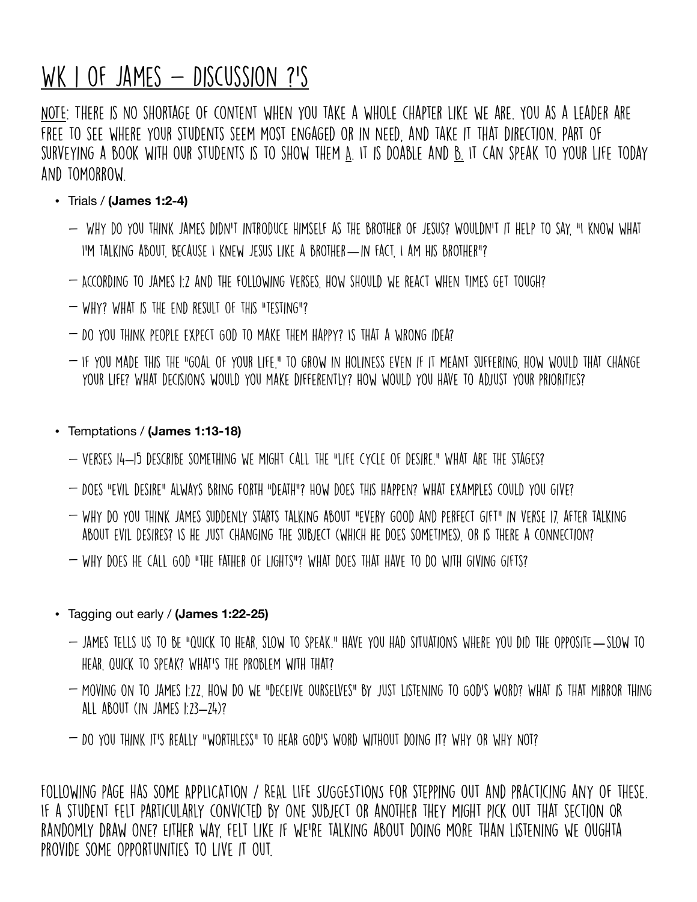# WK 1 OF JAMES – DISCUSSION ?'S

<u>NOTE</u>: THERE IS NO SHORTAGE OF CONTENT WHEN YOU TAKE A WHOLE CHAPTER LIKE WE ARE. YOU AS A LEADER ARE FREE TO SEE WHERE YOUR STUDENTS SEEM MOST ENGAGED OR IN NEED, AND TAKE IT THAT DIRECTION. PART OF SURVEYING A BOOK WITH OUR STUDENTS IS TO SHOW THEM <u>A</u>. IT IS DOABLE AND <u>B.</u> IT CAN SPEAK TO YOUR LIFE TODAY AND TOMORROW.

- Trials / **(James 1:2-4)**
  - WHY DO YOU THINK JAMES DIDN'T INTRODUCE HIMSELF AS THE BROTHER OF JESUS? WOULDN'T IT HELP TO SAY, "I KNOW WHAT I'M TALKING ABOUT, BECAUSE I KNEW JESUS LIKE A BROTHER—IN FACT, I AM HIS BROTHER"?
  - ACCORDING TO JAMES 1:2 AND THE FOLLOWING VERSES, HOW SHOULD WE REACT WHEN TIMES GET TOUGH?
  - WHY? WHAT IS THE END RESULT OF THIS "TESTING"?
  - DO YOU THINK PEOPLE EXPECT GOD TO MAKE THEM HAPPY? IS THAT A WRONG IDEA?
  - IF YOU MADE THIS THE "GOAL OF YOUR LIFE," TO GROW IN HOLINESS EVEN IF IT MEANT SUFFERING, HOW WOULD THAT CHANGE YOUR LIFE? WHAT DECISIONS WOULD YOU MAKE DIFFERENTLY? HOW WOULD YOU HAVE TO ADJUST YOUR PRIORITIES?

- Temptations / **(James 1:13-18)**
  - VERSES 14–15 DESCRIBE SOMETHING WE MIGHT CALL THE "LIFE CYCLE OF DESIRE." WHAT ARE THE STAGES?
  - DOES "EVIL DESIRE" ALWAYS BRING FORTH "DEATH"? HOW DOES THIS HAPPEN? WHAT EXAMPLES COULD YOU GIVE?
  - WHY DO YOU THINK JAMES SUDDENLY STARTS TALKING ABOUT "EVERY GOOD AND PERFECT GIFT" IN VERSE 17, AFTER TALKING ABOUT EVIL DESIRES? IS HE JUST CHANGING THE SUBJECT (WHICH HE DOES SOMETIMES), OR IS THERE A CONNECTION?
  - WHY DOES HE CALL GOD "THE FATHER OF LIGHTS"? WHAT DOES THAT HAVE TO DO WITH GIVING GIFTS?

- Tagging out early / **(James 1:22-25)**
  - JAMES TELLS US TO BE "QUICK TO HEAR, SLOW TO SPEAK." HAVE YOU HAD SITUATIONS WHERE YOU DID THE OPPOSITE—SLOW TO HEAR, QUICK TO SPEAK? WHAT'S THE PROBLEM WITH THAT?
  - MOVING ON TO JAMES 1:22, HOW DO WE "DECEIVE OURSELVES" BY JUST LISTENING TO GOD'S WORD? WHAT IS THAT MIRROR THING ALL ABOUT (IN JAMES 1:23–24)?
  - DO YOU THINK IT'S REALLY "WORTHLESS" TO HEAR GOD'S WORD WITHOUT DOING IT? WHY OR WHY NOT?

FOLLOWING PAGE HAS SOME APPLICATION / REAL LIFE SUGGESTIONS FOR STEPPING OUT AND PRACTICING ANY OF THESE. IF A STUDENT FELT PARTICULARLY CONVICTED BY ONE SUBJECT OR ANOTHER THEY MIGHT PICK OUT THAT SECTION OR RANDOMLY DRAW ONE? EITHER WAY, FELT LIKE IF WE'RE TALKING ABOUT DOING MORE THAN LISTENING WE OUGHTA PROVIDE SOME OPPORTUNITIES TO LIVE IT OUT.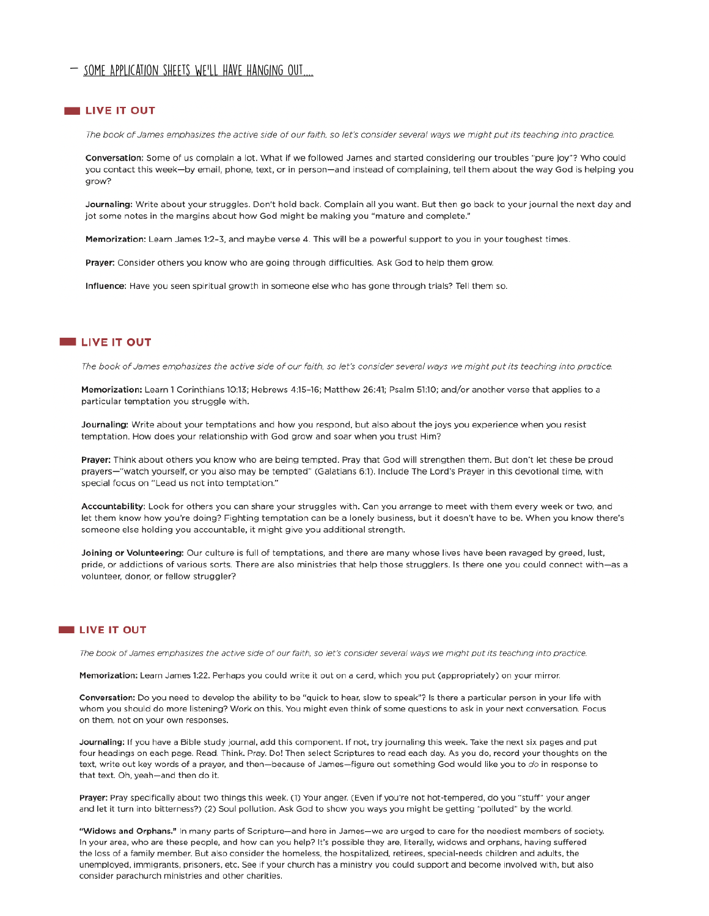— SOME APPLICATION SHEETS WE'LL HAVE HANGING OUT....

## LIVE IT OUT

*The book of James emphasizes the active side of our faith, so let's consider several ways we might put its teaching into practice.*

**Conversation:** Some of us complain a lot. What if we followed James and started considering our troubles "pure joy"? Who could you contact this week—by email, phone, text, or in person—and instead of complaining, tell them about the way God is helping you grow?

**Journaling:** Write about your struggles. Don't hold back. Complain all you want. But then go back to your journal the next day and jot some notes in the margins about how God might be making you "mature and complete."

**Memorization:** Learn James 1:2–3, and maybe verse 4. This will be a powerful support to you in your toughest times.

**Prayer:** Consider others you know who are going through difficulties. Ask God to help them grow.

**Influence:** Have you seen spiritual growth in someone else who has gone through trials? Tell them so.

## LIVE IT OUT

*The book of James emphasizes the active side of our faith, so let's consider several ways we might put its teaching into practice.*

**Memorization:** Learn 1 Corinthians 10:13; Hebrews 4:15–16; Matthew 26:41; Psalm 51:10; and/or another verse that applies to a particular temptation you struggle with.

**Journaling:** Write about your temptations and how you respond, but also about the joys you experience when you resist temptation. How does your relationship with God grow and soar when you trust Him?

**Prayer:** Think about others you know who are being tempted. Pray that God will strengthen them. But don't let these be proud prayers—"watch yourself, or you also may be tempted" (Galatians 6:1). Include The Lord's Prayer in this devotional time, with special focus on "Lead us not into temptation."

**Accountability:** Look for others you can share your struggles with. Can you arrange to meet with them every week or two, and let them know how you're doing? Fighting temptation can be a lonely business, but it doesn't have to be. When you know there's someone else holding you accountable, it might give you additional strength.

**Joining or Volunteering:** Our culture is full of temptations, and there are many whose lives have been ravaged by greed, lust, pride, or addictions of various sorts. There are also ministries that help those strugglers. Is there one you could connect with—as a volunteer, donor, or fellow struggler?

## LIVE IT OUT

*The book of James emphasizes the active side of our faith, so let's consider several ways we might put its teaching into practice.*

**Memorization:** Learn James 1:22. Perhaps you could write it out on a card, which you put (appropriately) on your mirror.

**Conversation:** Do you need to develop the ability to be "quick to hear, slow to speak"? Is there a particular person in your life with whom you should do more listening? Work on this. You might even think of some questions to ask in your next conversation. Focus on them, not on your own responses.

**Journaling:** If you have a Bible study journal, add this component. If not, try journaling this week. Take the next six pages and put four headings on each page. Read. Think. Pray. Do! Then select Scriptures to read each day. As you do, record your thoughts on the text, write out key words of a prayer, and then—because of James—figure out something God would like you to *do* in response to that text. Oh, yeah—and then do it.

**Prayer:** Pray specifically about two things this week. (1) Your anger. (Even if you're not hot-tempered, do you "stuff" your anger and let it turn into bitterness?) (2) Soul pollution. Ask God to show you ways you might be getting "polluted" by the world.

**"Widows and Orphans."** In many parts of Scripture—and here in James—we are urged to care for the neediest members of society. In your area, who are these people, and how can you help? It's possible they are, literally, widows and orphans, having suffered the loss of a family member. But also consider the homeless, the hospitalized, retirees, special-needs children and adults, the unemployed, immigrants, prisoners, etc. See if your church has a ministry you could support and become involved with, but also consider parachurch ministries and other charities.